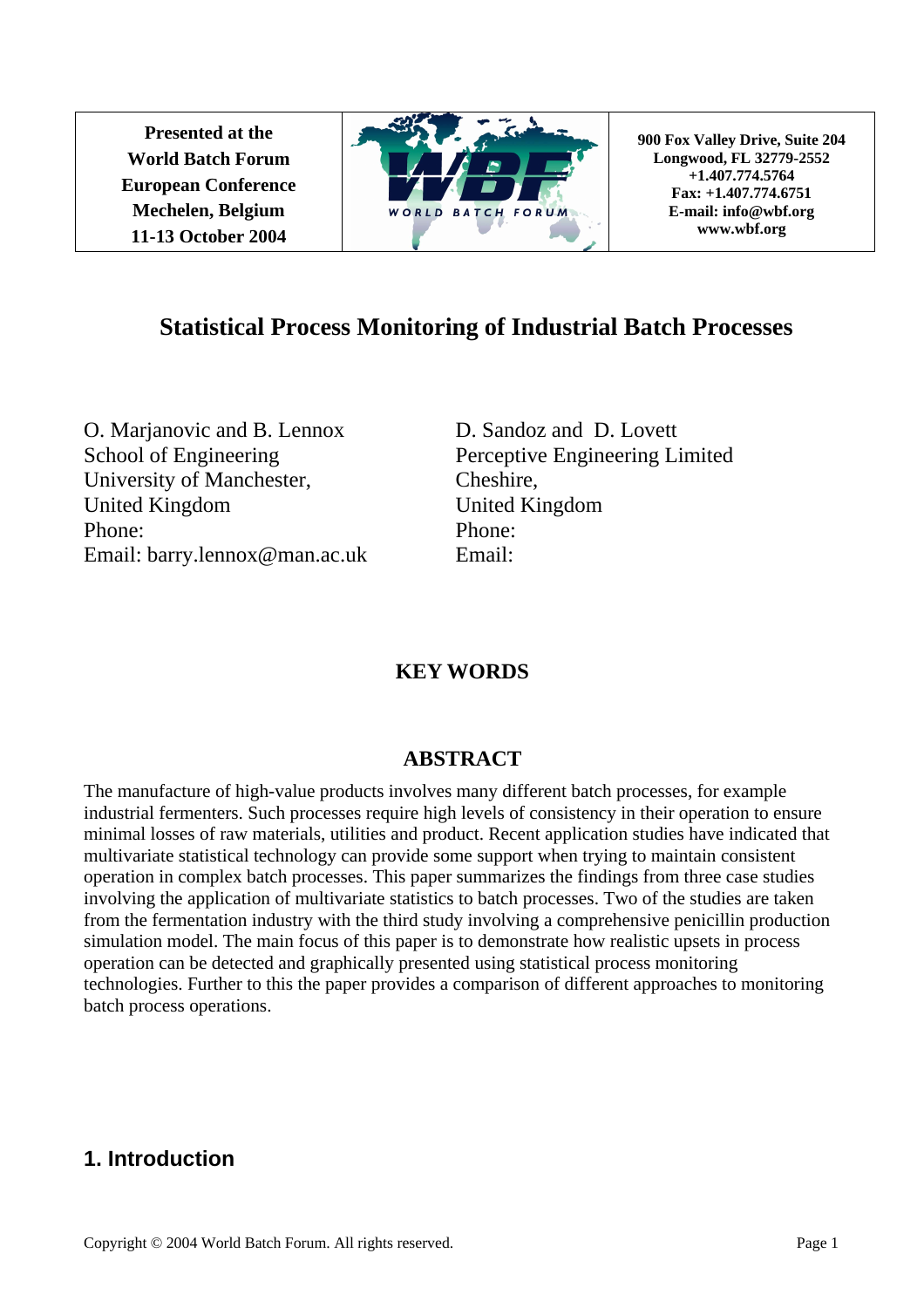| Presented at the World Batch Forum European Conference Mechelen, Belgium 11-13 October 2004 | WORLD BATCH FORUM | 900 Fox Valley Drive, Suite 204 Longwood, FL 32779-2552 +1.407.774.5764 Fax: +1.407.774.6751 E-mail: info@wbf.org www.wbf.org |
|---|---|---|

# Statistical Process Monitoring of Industrial Batch Processes

O. Marjanovic and B. Lennox
School of Engineering
University of Manchester,
United Kingdom
Phone:
Email: barry.lennox@man.ac.uk

D. Sandoz and D. Lovett
Perceptive Engineering Limited
Cheshire,
United Kingdom
Phone:
Email:

## KEY WORDS

## ABSTRACT

The manufacture of high-value products involves many different batch processes, for example industrial fermenters. Such processes require high levels of consistency in their operation to ensure minimal losses of raw materials, utilities and product. Recent application studies have indicated that multivariate statistical technology can provide some support when trying to maintain consistent operation in complex batch processes. This paper summarizes the findings from three case studies involving the application of multivariate statistics to batch processes. Two of the studies are taken from the fermentation industry with the third study involving a comprehensive penicillin production simulation model. The main focus of this paper is to demonstrate how realistic upsets in process operation can be detected and graphically presented using statistical process monitoring technologies. Further to this the paper provides a comparison of different approaches to monitoring batch process operations.

## 1. Introduction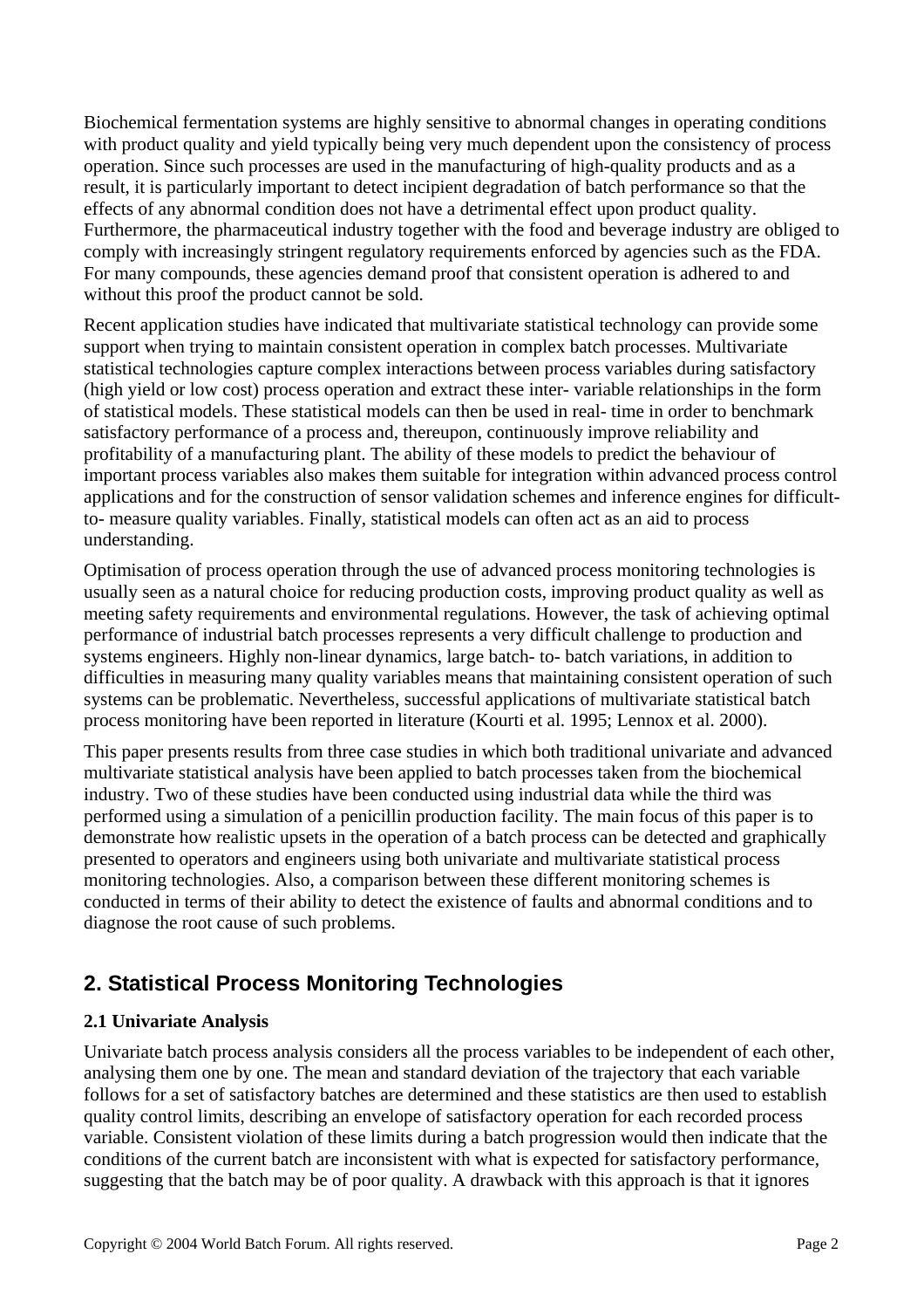Biochemical fermentation systems are highly sensitive to abnormal changes in operating conditions with product quality and yield typically being very much dependent upon the consistency of process operation. Since such processes are used in the manufacturing of high-quality products and as a result, it is particularly important to detect incipient degradation of batch performance so that the effects of any abnormal condition does not have a detrimental effect upon product quality. Furthermore, the pharmaceutical industry together with the food and beverage industry are obliged to comply with increasingly stringent regulatory requirements enforced by agencies such as the FDA. For many compounds, these agencies demand proof that consistent operation is adhered to and without this proof the product cannot be sold.

Recent application studies have indicated that multivariate statistical technology can provide some support when trying to maintain consistent operation in complex batch processes. Multivariate statistical technologies capture complex interactions between process variables during satisfactory (high yield or low cost) process operation and extract these inter- variable relationships in the form of statistical models. These statistical models can then be used in real- time in order to benchmark satisfactory performance of a process and, thereupon, continuously improve reliability and profitability of a manufacturing plant. The ability of these models to predict the behaviour of important process variables also makes them suitable for integration within advanced process control applications and for the construction of sensor validation schemes and inference engines for difficult-to- measure quality variables. Finally, statistical models can often act as an aid to process understanding.

Optimisation of process operation through the use of advanced process monitoring technologies is usually seen as a natural choice for reducing production costs, improving product quality as well as meeting safety requirements and environmental regulations. However, the task of achieving optimal performance of industrial batch processes represents a very difficult challenge to production and systems engineers. Highly non-linear dynamics, large batch- to- batch variations, in addition to difficulties in measuring many quality variables means that maintaining consistent operation of such systems can be problematic. Nevertheless, successful applications of multivariate statistical batch process monitoring have been reported in literature (Kourti et al. 1995; Lennox et al. 2000).

This paper presents results from three case studies in which both traditional univariate and advanced multivariate statistical analysis have been applied to batch processes taken from the biochemical industry. Two of these studies have been conducted using industrial data while the third was performed using a simulation of a penicillin production facility. The main focus of this paper is to demonstrate how realistic upsets in the operation of a batch process can be detected and graphically presented to operators and engineers using both univariate and multivariate statistical process monitoring technologies. Also, a comparison between these different monitoring schemes is conducted in terms of their ability to detect the existence of faults and abnormal conditions and to diagnose the root cause of such problems.

## 2. Statistical Process Monitoring Technologies

### 2.1 Univariate Analysis

Univariate batch process analysis considers all the process variables to be independent of each other, analysing them one by one. The mean and standard deviation of the trajectory that each variable follows for a set of satisfactory batches are determined and these statistics are then used to establish quality control limits, describing an envelope of satisfactory operation for each recorded process variable. Consistent violation of these limits during a batch progression would then indicate that the conditions of the current batch are inconsistent with what is expected for satisfactory performance, suggesting that the batch may be of poor quality. A drawback with this approach is that it ignores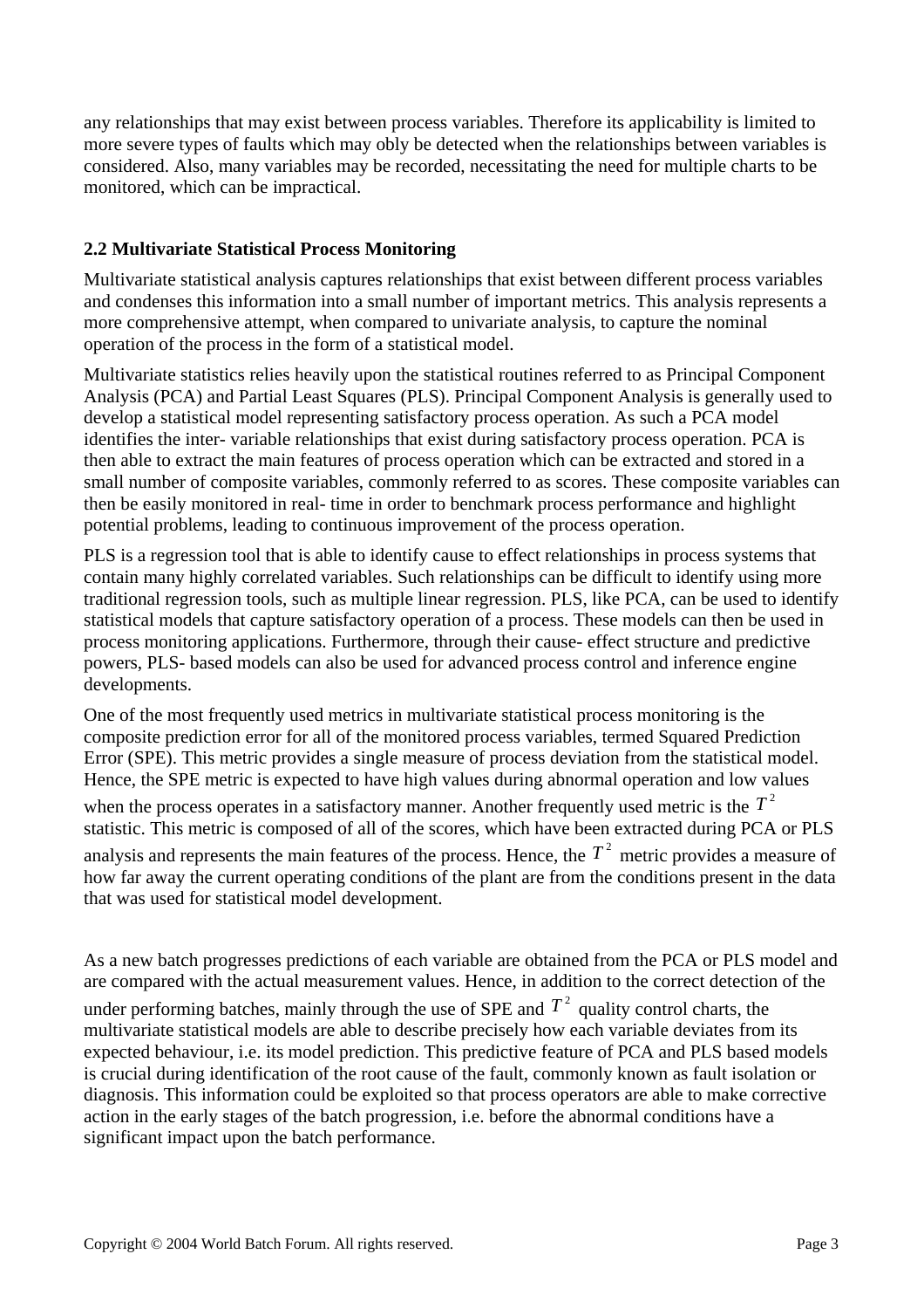any relationships that may exist between process variables. Therefore its applicability is limited to more severe types of faults which may obly be detected when the relationships between variables is considered. Also, many variables may be recorded, necessitating the need for multiple charts to be monitored, which can be impractical.

### 2.2 Multivariate Statistical Process Monitoring

Multivariate statistical analysis captures relationships that exist between different process variables and condenses this information into a small number of important metrics. This analysis represents a more comprehensive attempt, when compared to univariate analysis, to capture the nominal operation of the process in the form of a statistical model.

Multivariate statistics relies heavily upon the statistical routines referred to as Principal Component Analysis (PCA) and Partial Least Squares (PLS). Principal Component Analysis is generally used to develop a statistical model representing satisfactory process operation. As such a PCA model identifies the inter- variable relationships that exist during satisfactory process operation. PCA is then able to extract the main features of process operation which can be extracted and stored in a small number of composite variables, commonly referred to as scores. These composite variables can then be easily monitored in real- time in order to benchmark process performance and highlight potential problems, leading to continuous improvement of the process operation.

PLS is a regression tool that is able to identify cause to effect relationships in process systems that contain many highly correlated variables. Such relationships can be difficult to identify using more traditional regression tools, such as multiple linear regression. PLS, like PCA, can be used to identify statistical models that capture satisfactory operation of a process. These models can then be used in process monitoring applications. Furthermore, through their cause- effect structure and predictive powers, PLS- based models can also be used for advanced process control and inference engine developments.

One of the most frequently used metrics in multivariate statistical process monitoring is the composite prediction error for all of the monitored process variables, termed Squared Prediction Error (SPE). This metric provides a single measure of process deviation from the statistical model. Hence, the SPE metric is expected to have high values during abnormal operation and low values when the process operates in a satisfactory manner. Another frequently used metric is the $T^2$ statistic. This metric is composed of all of the scores, which have been extracted during PCA or PLS analysis and represents the main features of the process. Hence, the $T^2$ metric provides a measure of how far away the current operating conditions of the plant are from the conditions present in the data that was used for statistical model development.

As a new batch progresses predictions of each variable are obtained from the PCA or PLS model and are compared with the actual measurement values. Hence, in addition to the correct detection of the under performing batches, mainly through the use of SPE and $T^2$ quality control charts, the multivariate statistical models are able to describe precisely how each variable deviates from its expected behaviour, i.e. its model prediction. This predictive feature of PCA and PLS based models is crucial during identification of the root cause of the fault, commonly known as fault isolation or diagnosis. This information could be exploited so that process operators are able to make corrective action in the early stages of the batch progression, i.e. before the abnormal conditions have a significant impact upon the batch performance.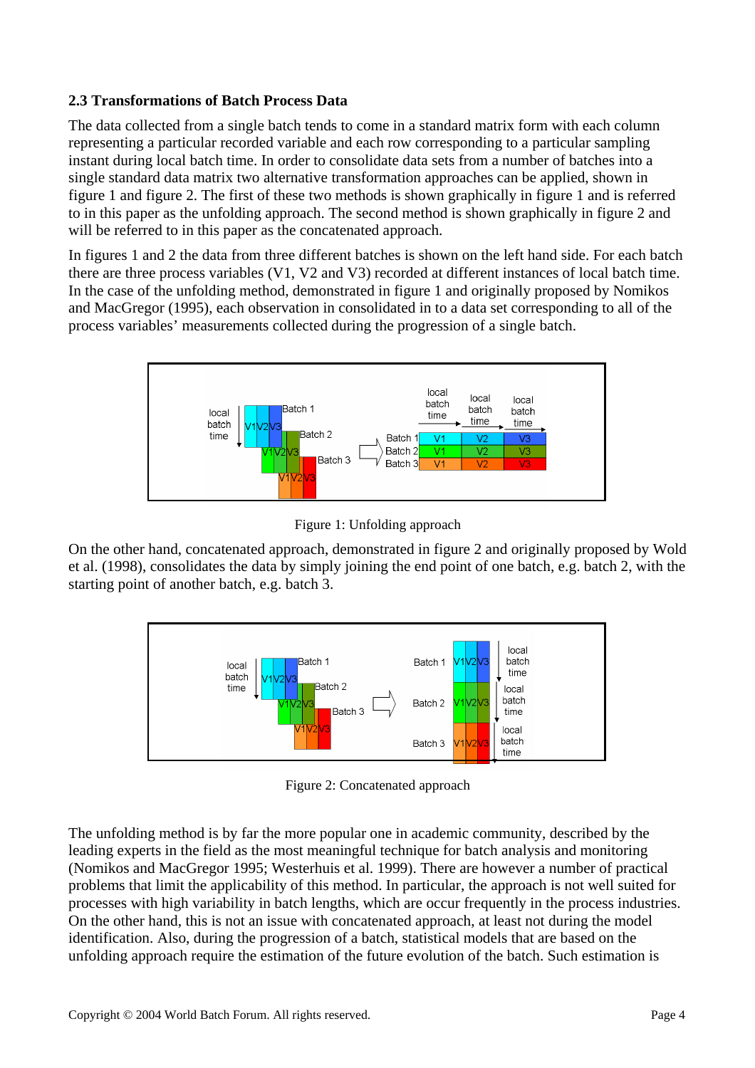### 2.3 Transformations of Batch Process Data

The data collected from a single batch tends to come in a standard matrix form with each column representing a particular recorded variable and each row corresponding to a particular sampling instant during local batch time. In order to consolidate data sets from a number of batches into a single standard data matrix two alternative transformation approaches can be applied, shown in figure 1 and figure 2. The first of these two methods is shown graphically in figure 1 and is referred to in this paper as the unfolding approach. The second method is shown graphically in figure 2 and will be referred to in this paper as the concatenated approach.

In figures 1 and 2 the data from three different batches is shown on the left hand side. For each batch there are three process variables (V1, V2 and V3) recorded at different instances of local batch time. In the case of the unfolding method, demonstrated in figure 1 and originally proposed by Nomikos and MacGregor (1995), each observation in consolidated in to a data set corresponding to all of the process variables' measurements collected during the progression of a single batch.

Figure 1: Unfolding approach

On the other hand, concatenated approach, demonstrated in figure 2 and originally proposed by Wold et al. (1998), consolidates the data by simply joining the end point of one batch, e.g. batch 2, with the starting point of another batch, e.g. batch 3.

Figure 2: Concatenated approach

The unfolding method is by far the more popular one in academic community, described by the leading experts in the field as the most meaningful technique for batch analysis and monitoring (Nomikos and MacGregor 1995; Westerhuis et al. 1999). There are however a number of practical problems that limit the applicability of this method. In particular, the approach is not well suited for processes with high variability in batch lengths, which are occur frequently in the process industries. On the other hand, this is not an issue with concatenated approach, at least not during the model identification. Also, during the progression of a batch, statistical models that are based on the unfolding approach require the estimation of the future evolution of the batch. Such estimation is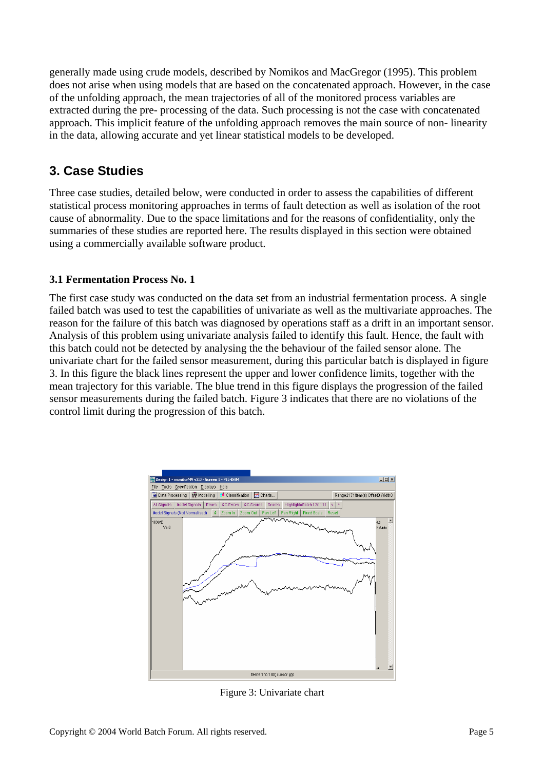generally made using crude models, described by Nomikos and MacGregor (1995). This problem does not arise when using models that are based on the concatenated approach. However, in the case of the unfolding approach, the mean trajectories of all of the monitored process variables are extracted during the pre- processing of the data. Such processing is not the case with concatenated approach. This implicit feature of the unfolding approach removes the main source of non- linearity in the data, allowing accurate and yet linear statistical models to be developed.

## 3. Case Studies

Three case studies, detailed below, were conducted in order to assess the capabilities of different statistical process monitoring approaches in terms of fault detection as well as isolation of the root cause of abnormality. Due to the space limitations and for the reasons of confidentiality, only the summaries of these studies are reported here. The results displayed in this section were obtained using a commercially available software product.

### 3.1 Fermentation Process No. 1

The first case study was conducted on the data set from an industrial fermentation process. A single failed batch was used to test the capabilities of univariate as well as the multivariate approaches. The reason for the failure of this batch was diagnosed by operations staff as a drift in an important sensor. Analysis of this problem using univariate analysis failed to identify this fault. Hence, the fault with this batch could not be detected by analysing the the behaviour of the failed sensor alone. The univariate chart for the failed sensor measurement, during this particular batch is displayed in figure 3. In this figure the black lines represent the upper and lower confidence limits, together with the mean trajectory for this variable. The blue trend in this figure displays the progression of the failed sensor measurements during the failed batch. Figure 3 indicates that there are no violations of the control limit during the progression of this batch.

Figure 3: Univariate chart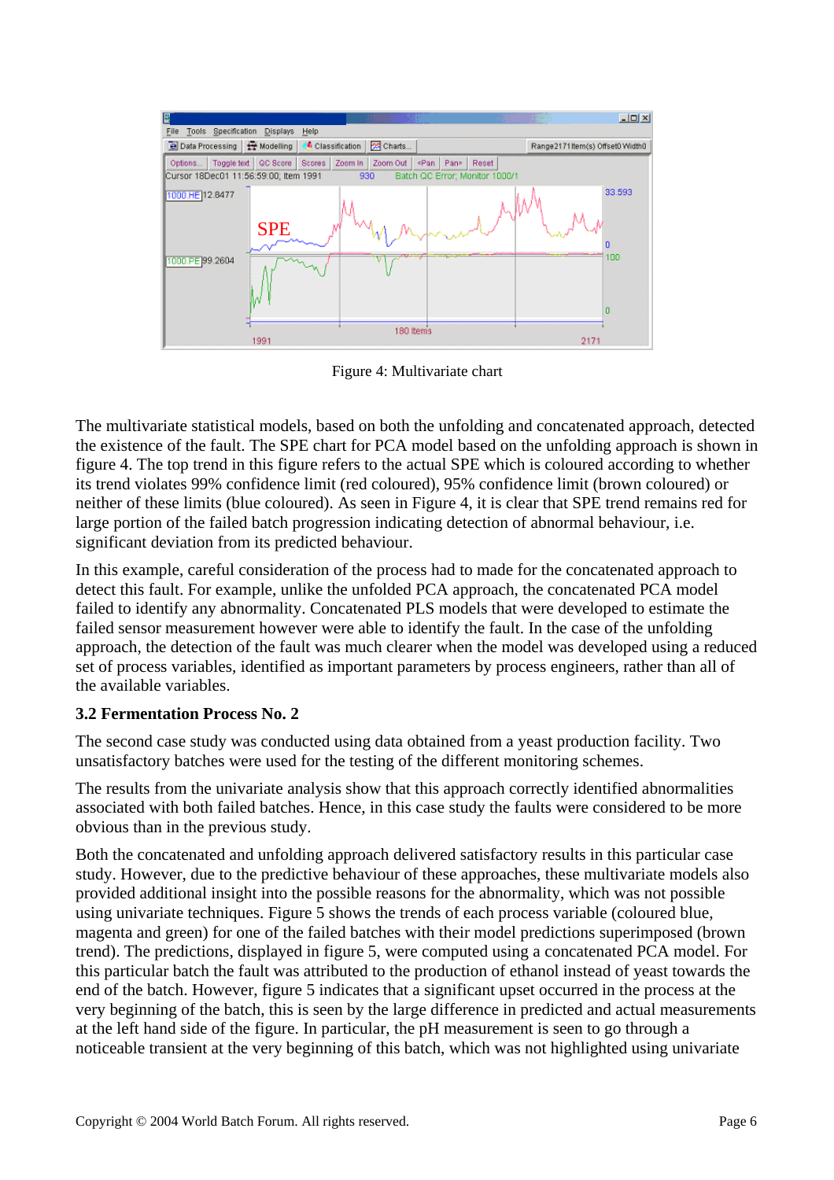Figure 4: Multivariate chart

The multivariate statistical models, based on both the unfolding and concatenated approach, detected the existence of the fault. The SPE chart for PCA model based on the unfolding approach is shown in figure 4. The top trend in this figure refers to the actual SPE which is coloured according to whether its trend violates 99% confidence limit (red coloured), 95% confidence limit (brown coloured) or neither of these limits (blue coloured). As seen in Figure 4, it is clear that SPE trend remains red for large portion of the failed batch progression indicating detection of abnormal behaviour, i.e. significant deviation from its predicted behaviour.

In this example, careful consideration of the process had to made for the concatenated approach to detect this fault. For example, unlike the unfolded PCA approach, the concatenated PCA model failed to identify any abnormality. Concatenated PLS models that were developed to estimate the failed sensor measurement however were able to identify the fault. In the case of the unfolding approach, the detection of the fault was much clearer when the model was developed using a reduced set of process variables, identified as important parameters by process engineers, rather than all of the available variables.

### 3.2 Fermentation Process No. 2

The second case study was conducted using data obtained from a yeast production facility. Two unsatisfactory batches were used for the testing of the different monitoring schemes.

The results from the univariate analysis show that this approach correctly identified abnormalities associated with both failed batches. Hence, in this case study the faults were considered to be more obvious than in the previous study.

Both the concatenated and unfolding approach delivered satisfactory results in this particular case study. However, due to the predictive behaviour of these approaches, these multivariate models also provided additional insight into the possible reasons for the abnormality, which was not possible using univariate techniques. Figure 5 shows the trends of each process variable (coloured blue, magenta and green) for one of the failed batches with their model predictions superimposed (brown trend). The predictions, displayed in figure 5, were computed using a concatenated PCA model. For this particular batch the fault was attributed to the production of ethanol instead of yeast towards the end of the batch. However, figure 5 indicates that a significant upset occurred in the process at the very beginning of the batch, this is seen by the large difference in predicted and actual measurements at the left hand side of the figure. In particular, the pH measurement is seen to go through a noticeable transient at the very beginning of this batch, which was not highlighted using univariate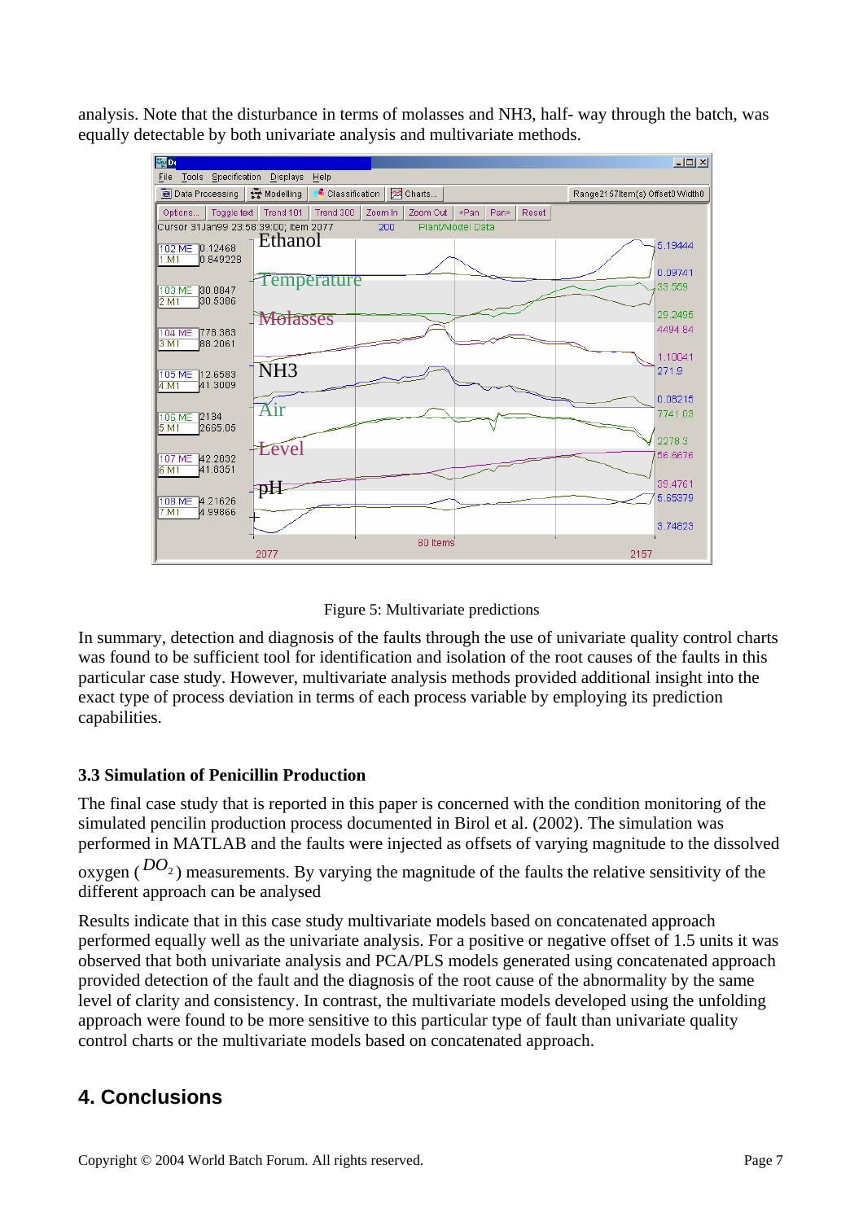analysis. Note that the disturbance in terms of molasses and NH3, half- way through the batch, was equally detectable by both univariate analysis and multivariate methods.

Figure 5: Multivariate predictions

In summary, detection and diagnosis of the faults through the use of univariate quality control charts was found to be sufficient tool for identification and isolation of the root causes of the faults in this particular case study. However, multivariate analysis methods provided additional insight into the exact type of process deviation in terms of each process variable by employing its prediction capabilities.

### 3.3 Simulation of Penicillin Production

The final case study that is reported in this paper is concerned with the condition monitoring of the simulated pencilin production process documented in Birol et al. (2002). The simulation was performed in MATLAB and the faults were injected as offsets of varying magnitude to the dissolved oxygen ($DO_2$) measurements. By varying the magnitude of the faults the relative sensitivity of the different approach can be analysed

Results indicate that in this case study multivariate models based on concatenated approach performed equally well as the univariate analysis. For a positive or negative offset of 1.5 units it was observed that both univariate analysis and PCA/PLS models generated using concatenated approach provided detection of the fault and the diagnosis of the root cause of the abnormality by the same level of clarity and consistency. In contrast, the multivariate models developed using the unfolding approach were found to be more sensitive to this particular type of fault than univariate quality control charts or the multivariate models based on concatenated approach.

## 4. Conclusions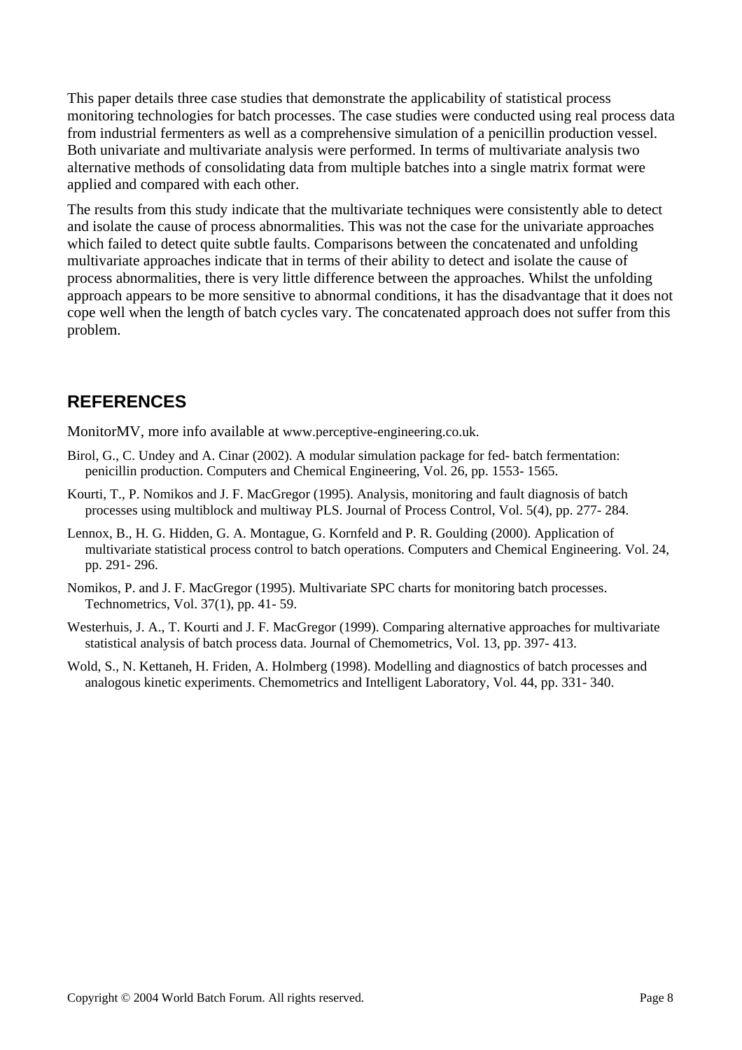This paper details three case studies that demonstrate the applicability of statistical process monitoring technologies for batch processes. The case studies were conducted using real process data from industrial fermenters as well as a comprehensive simulation of a penicillin production vessel. Both univariate and multivariate analysis were performed. In terms of multivariate analysis two alternative methods of consolidating data from multiple batches into a single matrix format were applied and compared with each other.

The results from this study indicate that the multivariate techniques were consistently able to detect and isolate the cause of process abnormalities. This was not the case for the univariate approaches which failed to detect quite subtle faults. Comparisons between the concatenated and unfolding multivariate approaches indicate that in terms of their ability to detect and isolate the cause of process abnormalities, there is very little difference between the approaches. Whilst the unfolding approach appears to be more sensitive to abnormal conditions, it has the disadvantage that it does not cope well when the length of batch cycles vary. The concatenated approach does not suffer from this problem.

## REFERENCES

MonitorMV, more info available at www.perceptive-engineering.co.uk.

Birol, G., C. Undey and A. Cinar (2002). A modular simulation package for fed- batch fermentation: penicillin production. Computers and Chemical Engineering, Vol. 26, pp. 1553- 1565.

Kourti, T., P. Nomikos and J. F. MacGregor (1995). Analysis, monitoring and fault diagnosis of batch processes using multiblock and multiway PLS. Journal of Process Control, Vol. 5(4), pp. 277- 284.

Lennox, B., H. G. Hidden, G. A. Montague, G. Kornfeld and P. R. Goulding (2000). Application of multivariate statistical process control to batch operations. Computers and Chemical Engineering. Vol. 24, pp. 291- 296.

Nomikos, P. and J. F. MacGregor (1995). Multivariate SPC charts for monitoring batch processes. Technometrics, Vol. 37(1), pp. 41- 59.

Westerhuis, J. A., T. Kourti and J. F. MacGregor (1999). Comparing alternative approaches for multivariate statistical analysis of batch process data. Journal of Chemometrics, Vol. 13, pp. 397- 413.

Wold, S., N. Kettaneh, H. Friden, A. Holmberg (1998). Modelling and diagnostics of batch processes and analogous kinetic experiments. Chemometrics and Intelligent Laboratory, Vol. 44, pp. 331- 340.